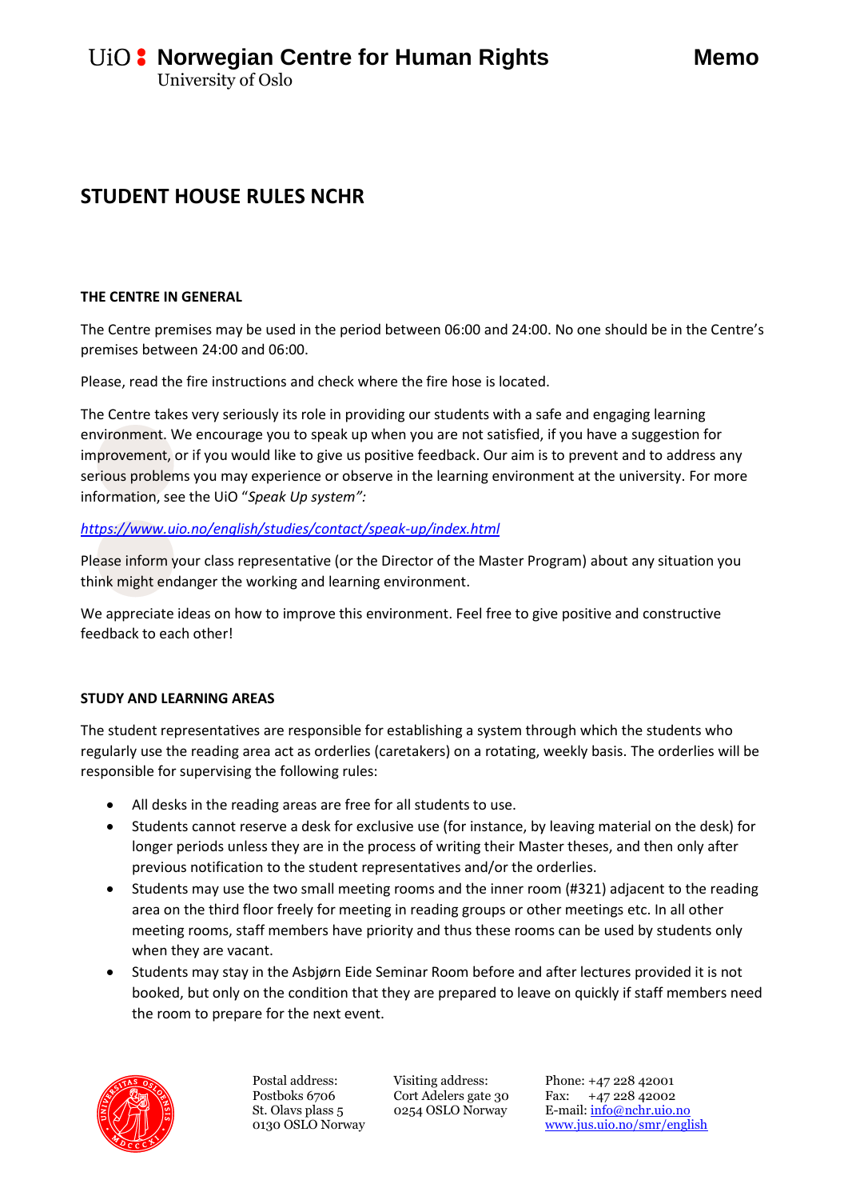UiO : Norwegian Centre for Human Rights
University of Oslo

**Memo**

# STUDENT HOUSE RULES NCHR

## THE CENTRE IN GENERAL

The Centre premises may be used in the period between 06:00 and 24:00. No one should be in the Centre's premises between 24:00 and 06:00.

Please, read the fire instructions and check where the fire hose is located.

The Centre takes very seriously its role in providing our students with a safe and engaging learning environment. We encourage you to speak up when you are not satisfied, if you have a suggestion for improvement, or if you would like to give us positive feedback. Our aim is to prevent and to address any serious problems you may experience or observe in the learning environment at the university. For more information, see the UiO "*Speak Up system*":

*https://www.uio.no/english/studies/contact/speak-up/index.html*

Please inform your class representative (or the Director of the Master Program) about any situation you think might endanger the working and learning environment.

We appreciate ideas on how to improve this environment. Feel free to give positive and constructive feedback to each other!

## STUDY AND LEARNING AREAS

The student representatives are responsible for establishing a system through which the students who regularly use the reading area act as orderlies (caretakers) on a rotating, weekly basis. The orderlies will be responsible for supervising the following rules:

- All desks in the reading areas are free for all students to use.
- Students cannot reserve a desk for exclusive use (for instance, by leaving material on the desk) for longer periods unless they are in the process of writing their Master theses, and then only after previous notification to the student representatives and/or the orderlies.
- Students may use the two small meeting rooms and the inner room (#321) adjacent to the reading area on the third floor freely for meeting in reading groups or other meetings etc. In all other meeting rooms, staff members have priority and thus these rooms can be used by students only when they are vacant.
- Students may stay in the Asbjørn Eide Seminar Room before and after lectures provided it is not booked, but only on the condition that they are prepared to leave on quickly if staff members need the room to prepare for the next event.

Postal address:
Postboks 6706
St. Olavs plass 5
0130 OSLO Norway

Visiting address:
Cort Adelers gate 30
0254 OSLO Norway

Phone: +47 228 42001
Fax: +47 228 42002
E-mail: info@nchr.uio.no
www.jus.uio.no/smr/english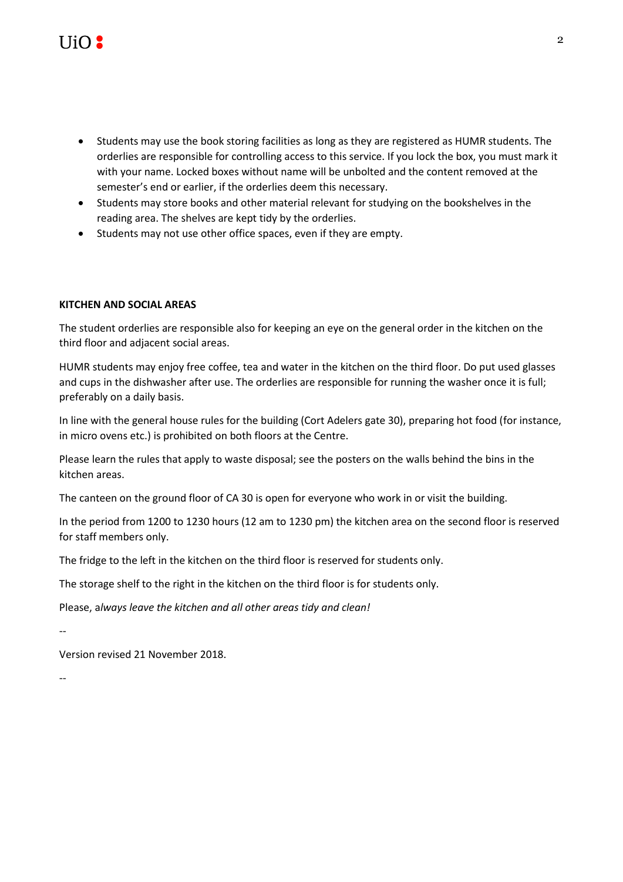- Students may use the book storing facilities as long as they are registered as HUMR students. The orderlies are responsible for controlling access to this service. If you lock the box, you must mark it with your name. Locked boxes without name will be unbolted and the content removed at the semester's end or earlier, if the orderlies deem this necessary.
- Students may store books and other material relevant for studying on the bookshelves in the reading area. The shelves are kept tidy by the orderlies.
- Students may not use other office spaces, even if they are empty.

**KITCHEN AND SOCIAL AREAS**

The student orderlies are responsible also for keeping an eye on the general order in the kitchen on the third floor and adjacent social areas.

HUMR students may enjoy free coffee, tea and water in the kitchen on the third floor. Do put used glasses and cups in the dishwasher after use. The orderlies are responsible for running the washer once it is full; preferably on a daily basis.

In line with the general house rules for the building (Cort Adelers gate 30), preparing hot food (for instance, in micro ovens etc.) is prohibited on both floors at the Centre.

Please learn the rules that apply to waste disposal; see the posters on the walls behind the bins in the kitchen areas.

The canteen on the ground floor of CA 30 is open for everyone who work in or visit the building.

In the period from 1200 to 1230 hours (12 am to 1230 pm) the kitchen area on the second floor is reserved for staff members only.

The fridge to the left in the kitchen on the third floor is reserved for students only.

The storage shelf to the right in the kitchen on the third floor is for students only.

Please, a*lways leave the kitchen and all other areas tidy and clean!*

--

Version revised 21 November 2018.

--